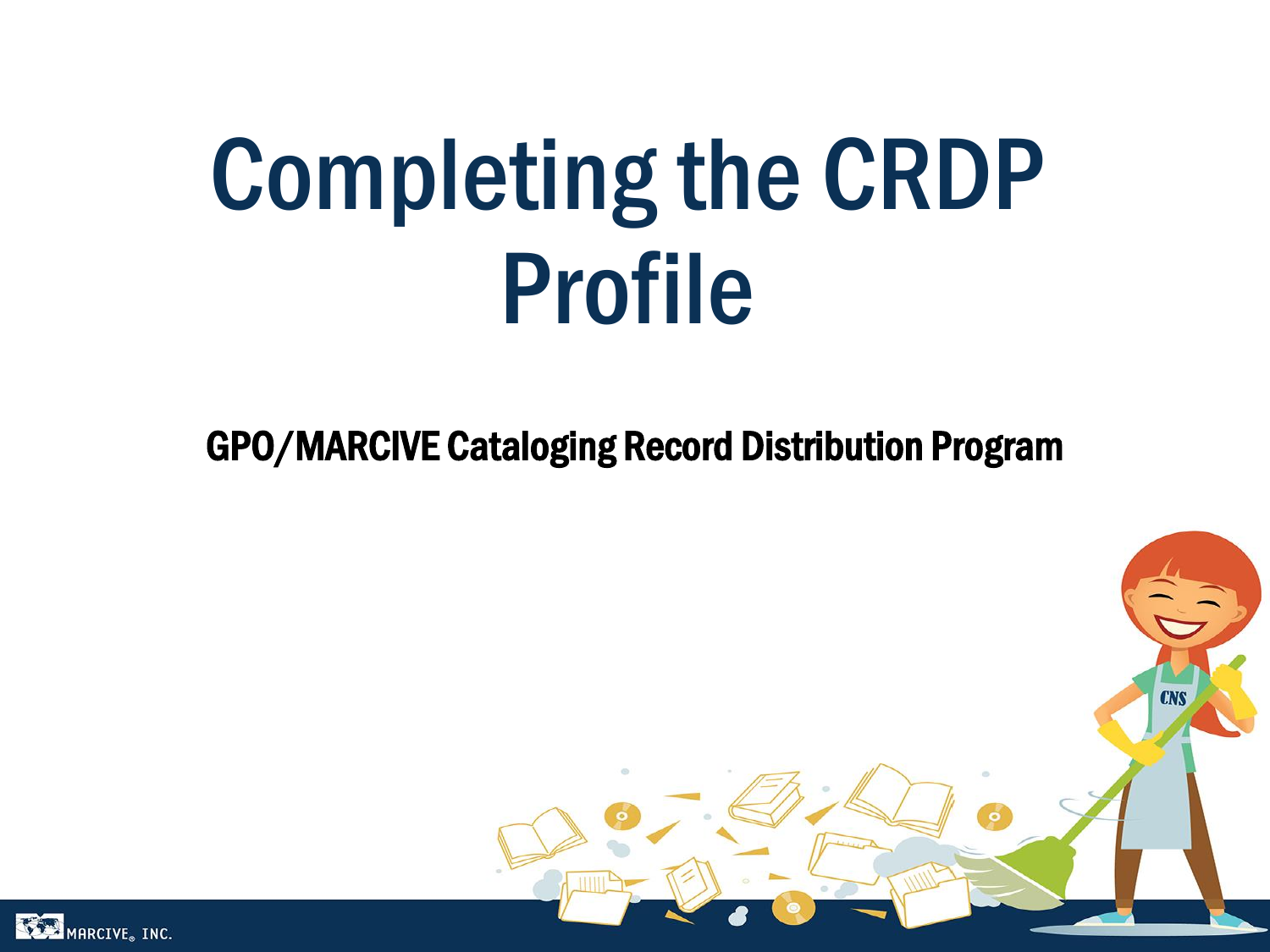# Completing the CRDP Profile

**GPO/MARCIVE Cataloging Record Distribution Program**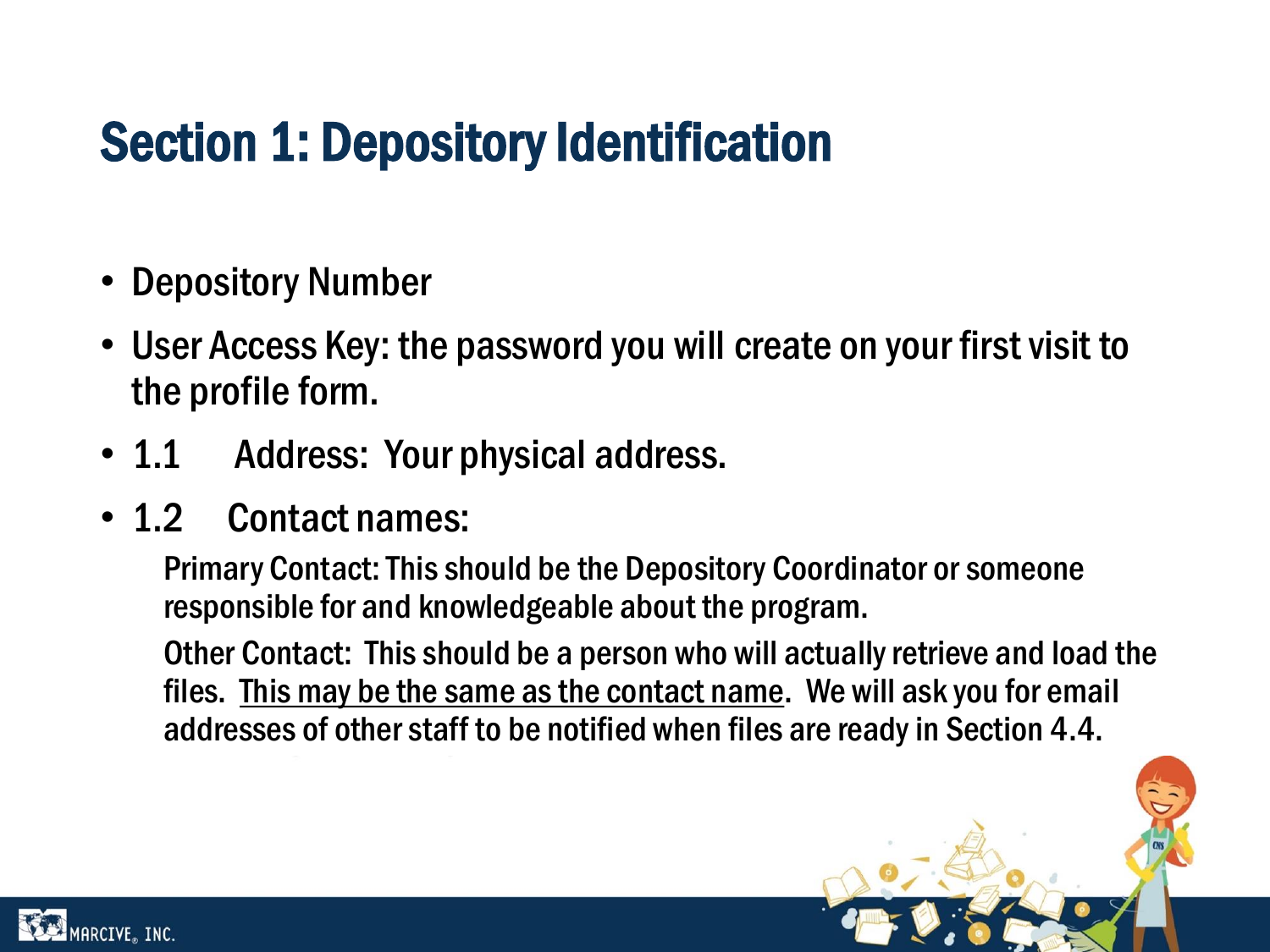# Section 1: Depository Identification

- Depository Number
- User Access Key: the password you will create on your first visit to the profile form.
- 1.1 Address: Your physical address.
- 1.2 Contact names:

  Primary Contact: This should be the Depository Coordinator or someone responsible for and knowledgeable about the program.

  Other Contact: This should be a person who will actually retrieve and load the files. <u>This may be the same as the contact name</u>. We will ask you for email addresses of other staff to be notified when files are ready in Section 4.4.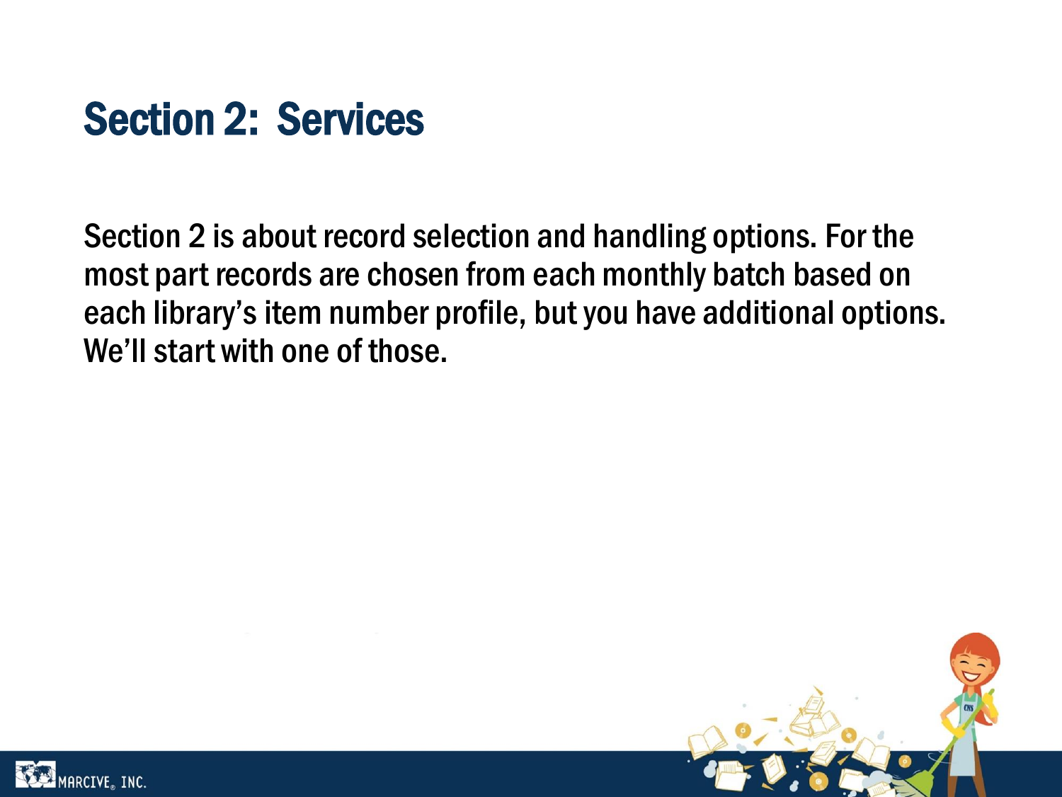# Section 2: Services

Section 2 is about record selection and handling options. For the most part records are chosen from each monthly batch based on each library's item number profile, but you have additional options. We'll start with one of those.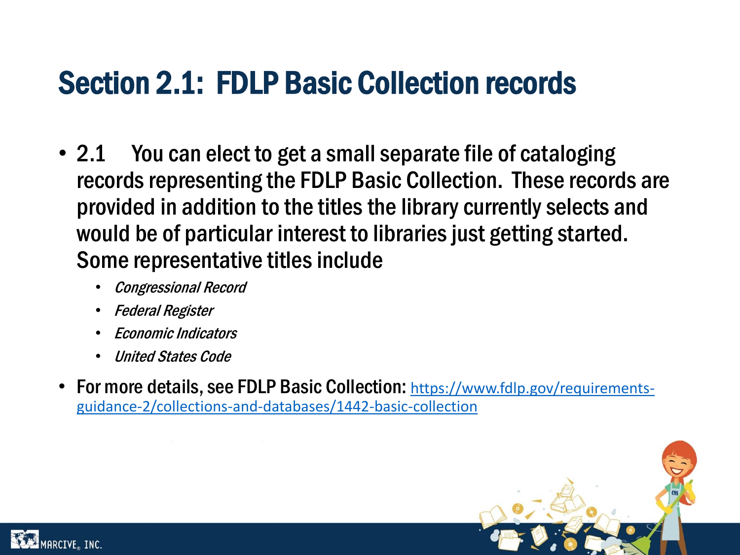# Section 2.1: FDLP Basic Collection records

- 2.1 You can elect to get a small separate file of cataloging records representing the FDLP Basic Collection. These records are provided in addition to the titles the library currently selects and would be of particular interest to libraries just getting started. Some representative titles include
  - *Congressional Record*
  - *Federal Register*
  - *Economic Indicators*
  - *United States Code*
- For more details, see FDLP Basic Collection: https://www.fdlp.gov/requirements-guidance-2/collections-and-databases/1442-basic-collection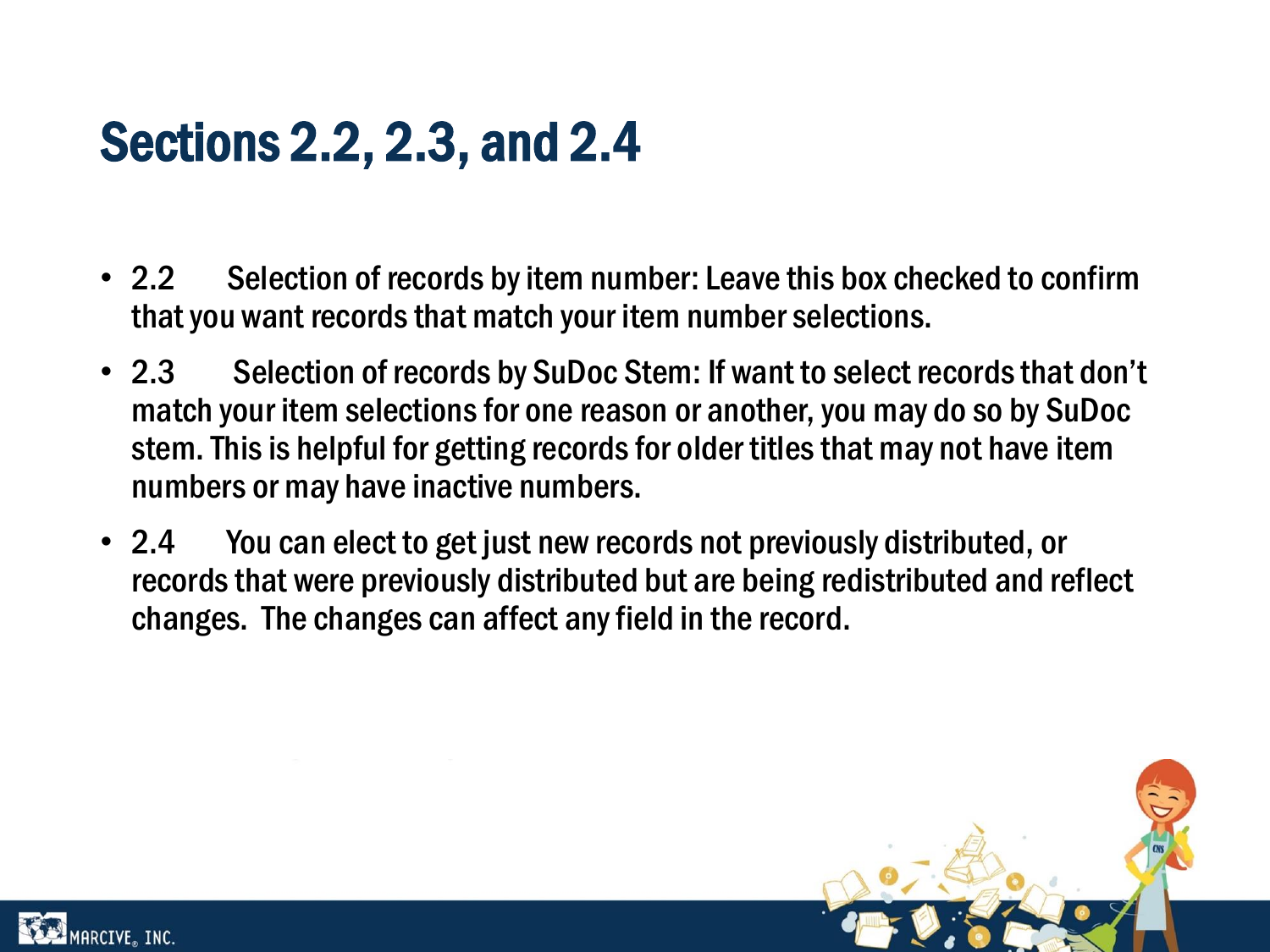# Sections 2.2, 2.3, and 2.4

- 2.2 Selection of records by item number: Leave this box checked to confirm that you want records that match your item number selections.
- 2.3 Selection of records by SuDoc Stem: If want to select records that don't match your item selections for one reason or another, you may do so by SuDoc stem. This is helpful for getting records for older titles that may not have item numbers or may have inactive numbers.
- 2.4 You can elect to get just new records not previously distributed, or records that were previously distributed but are being redistributed and reflect changes. The changes can affect any field in the record.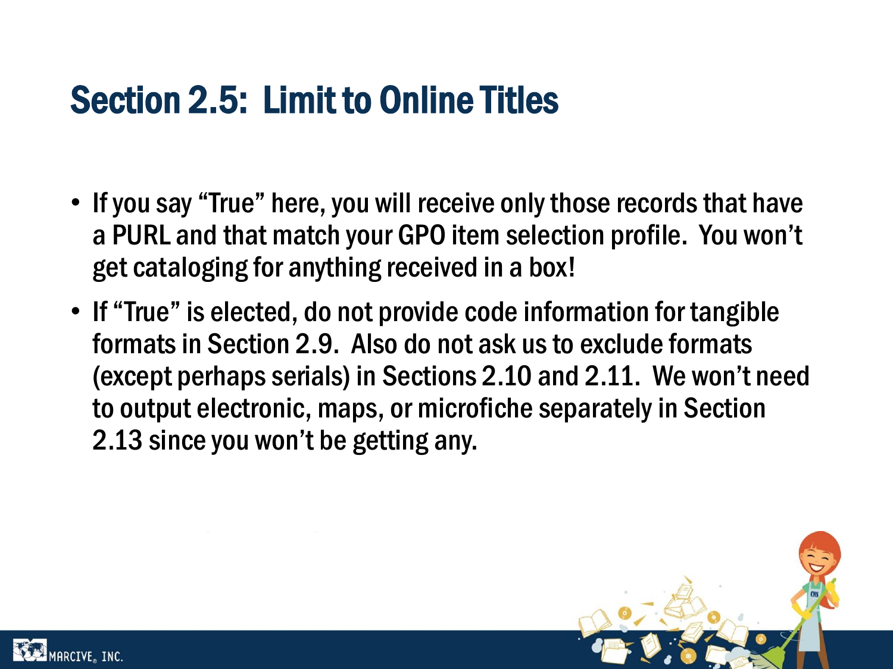# Section 2.5: Limit to Online Titles

- If you say “True” here, you will receive only those records that have a PURL and that match your GPO item selection profile. You won’t get cataloging for anything received in a box!
- If “True” is elected, do not provide code information for tangible formats in Section 2.9. Also do not ask us to exclude formats (except perhaps serials) in Sections 2.10 and 2.11. We won’t need to output electronic, maps, or microfiche separately in Section 2.13 since you won’t be getting any.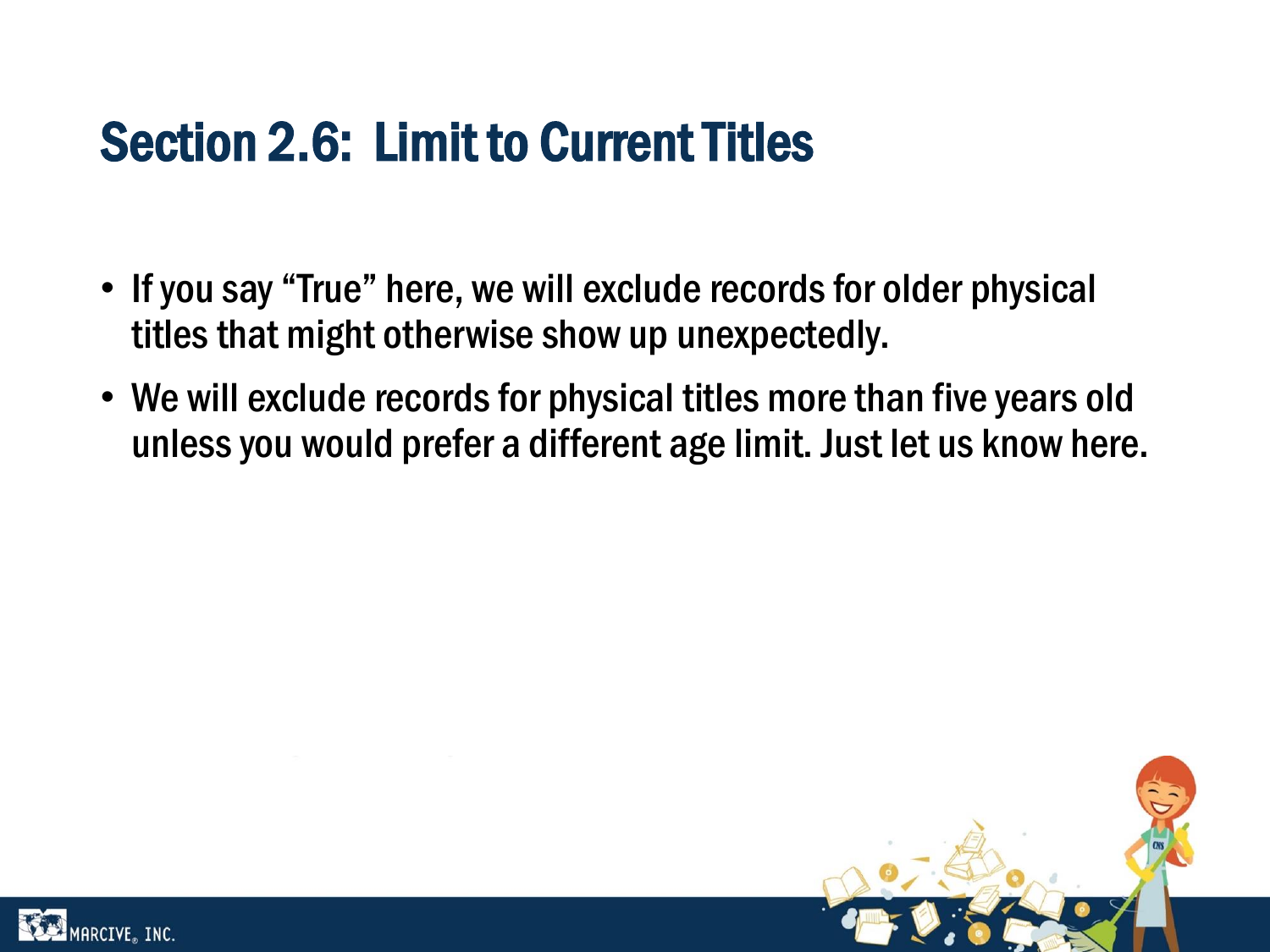# Section 2.6: Limit to Current Titles

- If you say "True" here, we will exclude records for older physical titles that might otherwise show up unexpectedly.
- We will exclude records for physical titles more than five years old unless you would prefer a different age limit. Just let us know here.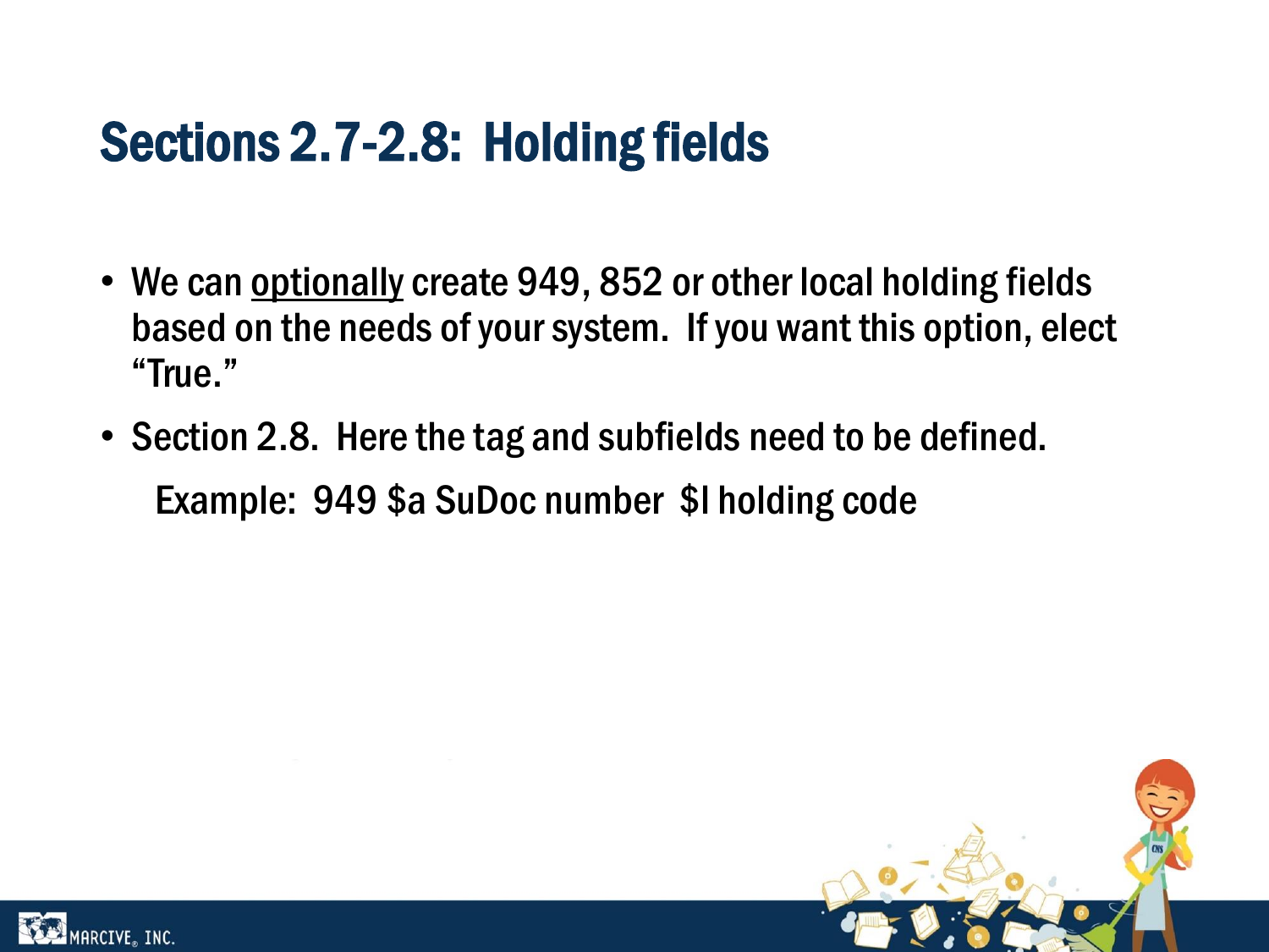# Sections 2.7-2.8: Holding fields

- We can optionally create 949, 852 or other local holding fields based on the needs of your system. If you want this option, elect "True."
- Section 2.8. Here the tag and subfields need to be defined.

  Example: 949 $a SuDoc number $l holding code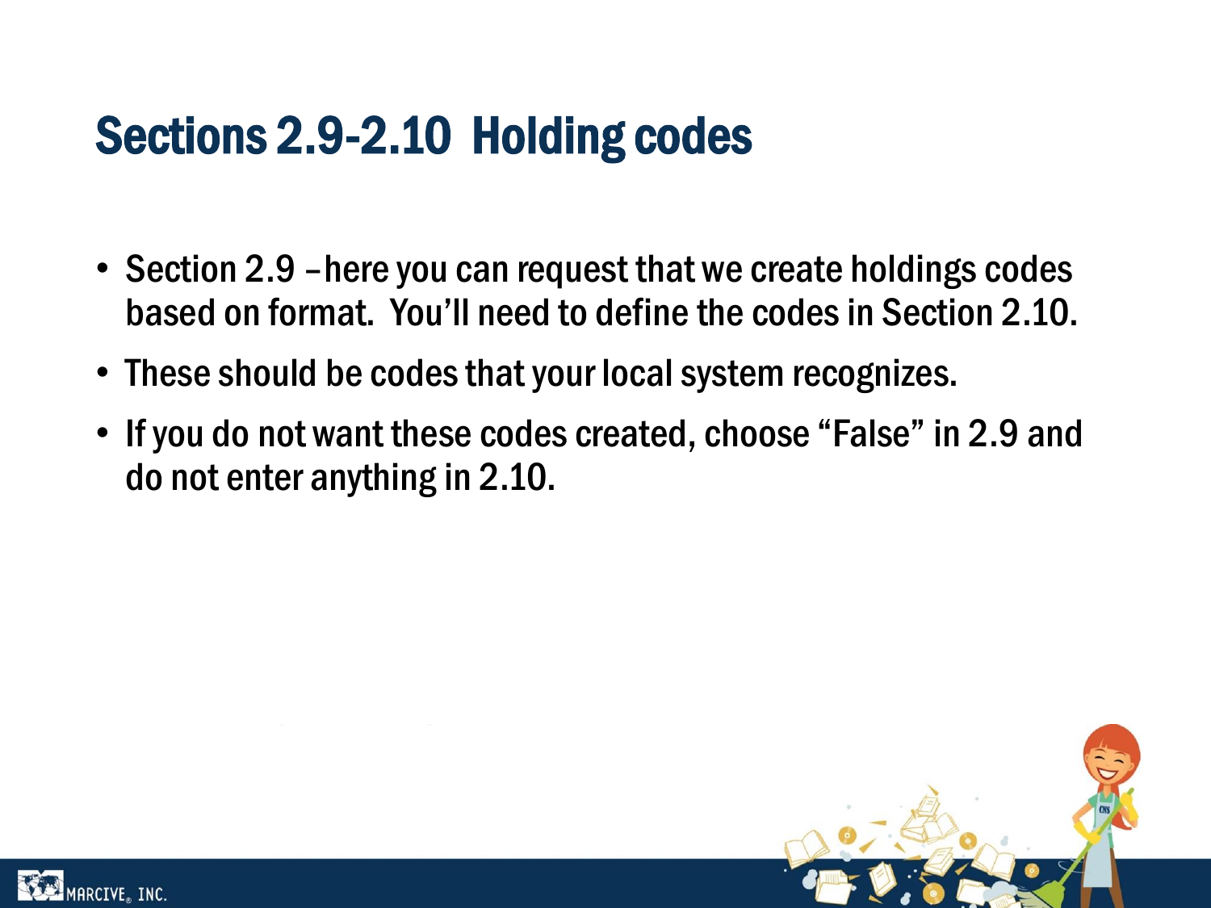# Sections 2.9-2.10 Holding codes

- Section 2.9 –here you can request that we create holdings codes based on format. You'll need to define the codes in Section 2.10.
- These should be codes that your local system recognizes.
- If you do not want these codes created, choose "False" in 2.9 and do not enter anything in 2.10.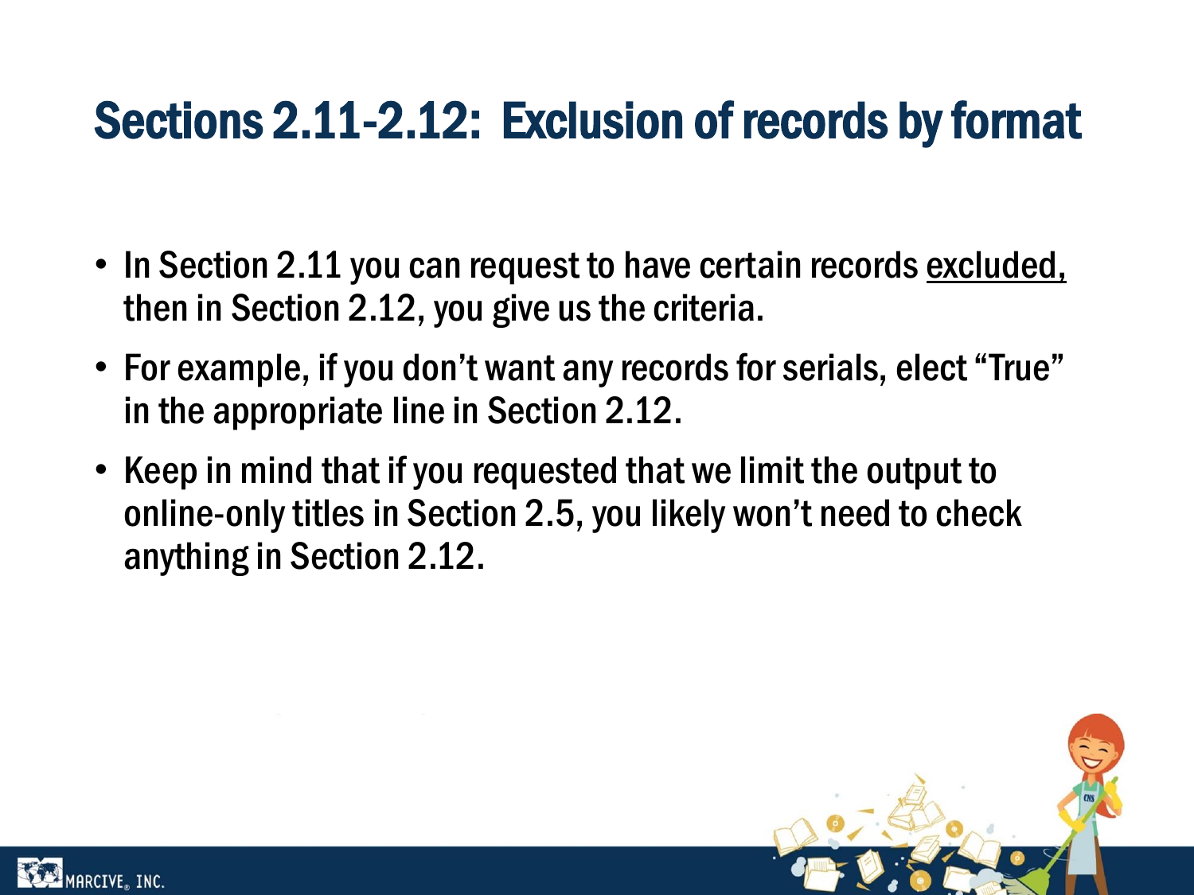# Sections 2.11-2.12: Exclusion of records by format

- In Section 2.11 you can request to have certain records excluded, then in Section 2.12, you give us the criteria.
- For example, if you don't want any records for serials, elect "True" in the appropriate line in Section 2.12.
- Keep in mind that if you requested that we limit the output to online-only titles in Section 2.5, you likely won't need to check anything in Section 2.12.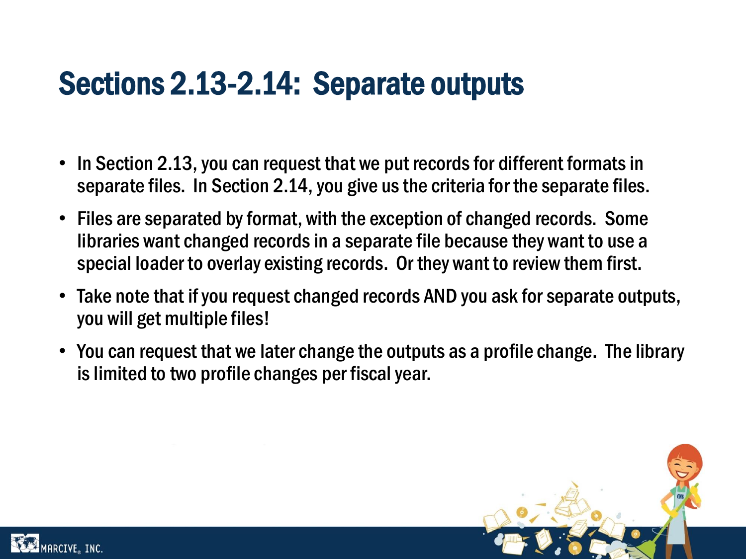# Sections 2.13-2.14: Separate outputs

- In Section 2.13, you can request that we put records for different formats in separate files. In Section 2.14, you give us the criteria for the separate files.
- Files are separated by format, with the exception of changed records. Some libraries want changed records in a separate file because they want to use a special loader to overlay existing records. Or they want to review them first.
- Take note that if you request changed records AND you ask for separate outputs, you will get multiple files!
- You can request that we later change the outputs as a profile change. The library is limited to two profile changes per fiscal year.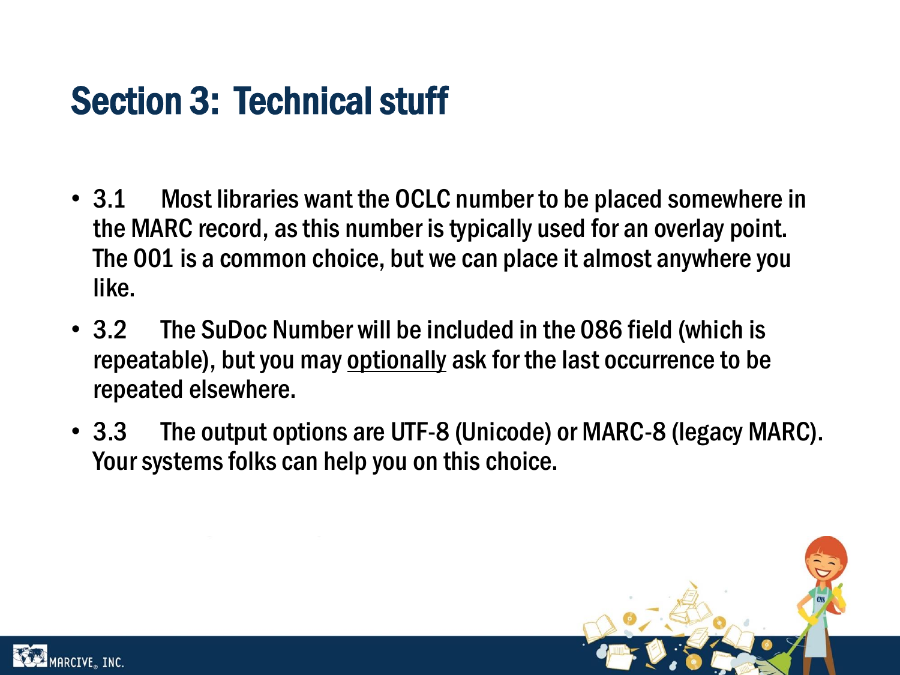# Section 3: Technical stuff

- 3.1 Most libraries want the OCLC number to be placed somewhere in the MARC record, as this number is typically used for an overlay point. The 001 is a common choice, but we can place it almost anywhere you like.
- 3.2 The SuDoc Number will be included in the 086 field (which is repeatable), but you may <u>optionally</u> ask for the last occurrence to be repeated elsewhere.
- 3.3 The output options are UTF-8 (Unicode) or MARC-8 (legacy MARC). Your systems folks can help you on this choice.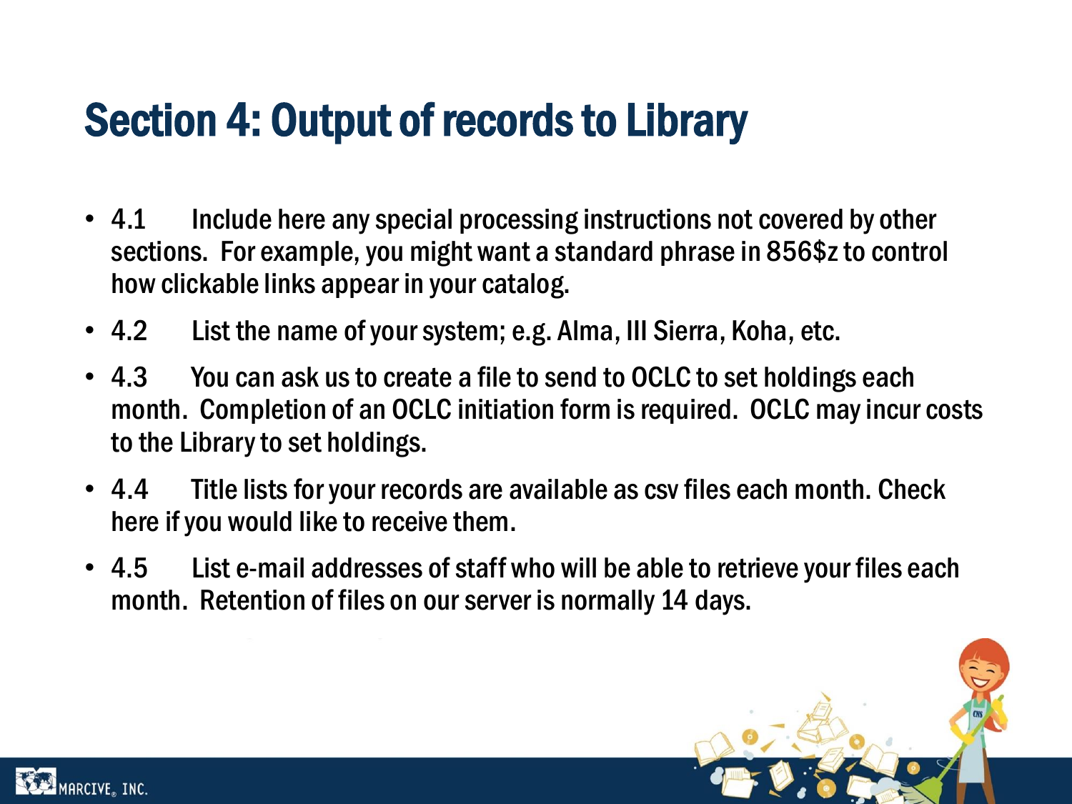# Section 4: Output of records to Library

- 4.1 Include here any special processing instructions not covered by other sections. For example, you might want a standard phrase in 856$z to control how clickable links appear in your catalog.
- 4.2 List the name of your system; e.g. Alma, III Sierra, Koha, etc.
- 4.3 You can ask us to create a file to send to OCLC to set holdings each month. Completion of an OCLC initiation form is required. OCLC may incur costs to the Library to set holdings.
- 4.4 Title lists for your records are available as csv files each month. Check here if you would like to receive them.
- 4.5 List e-mail addresses of staff who will be able to retrieve your files each month. Retention of files on our server is normally 14 days.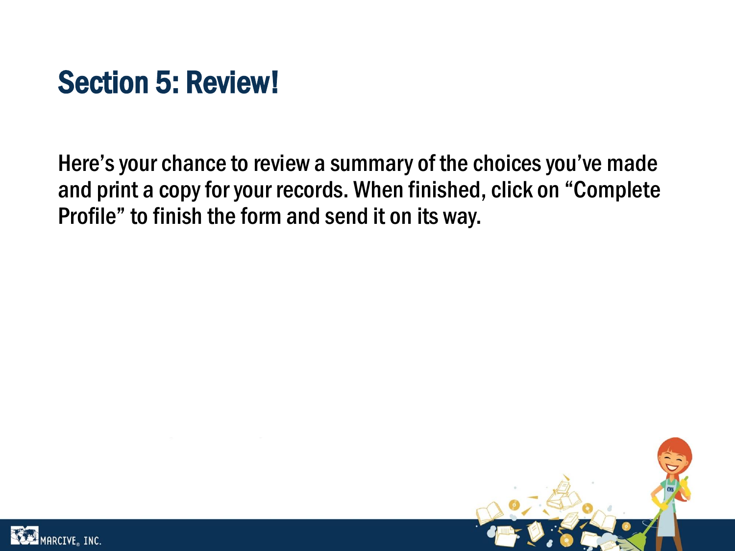## Section 5: Review!

Here's your chance to review a summary of the choices you've made and print a copy for your records. When finished, click on "Complete Profile" to finish the form and send it on its way.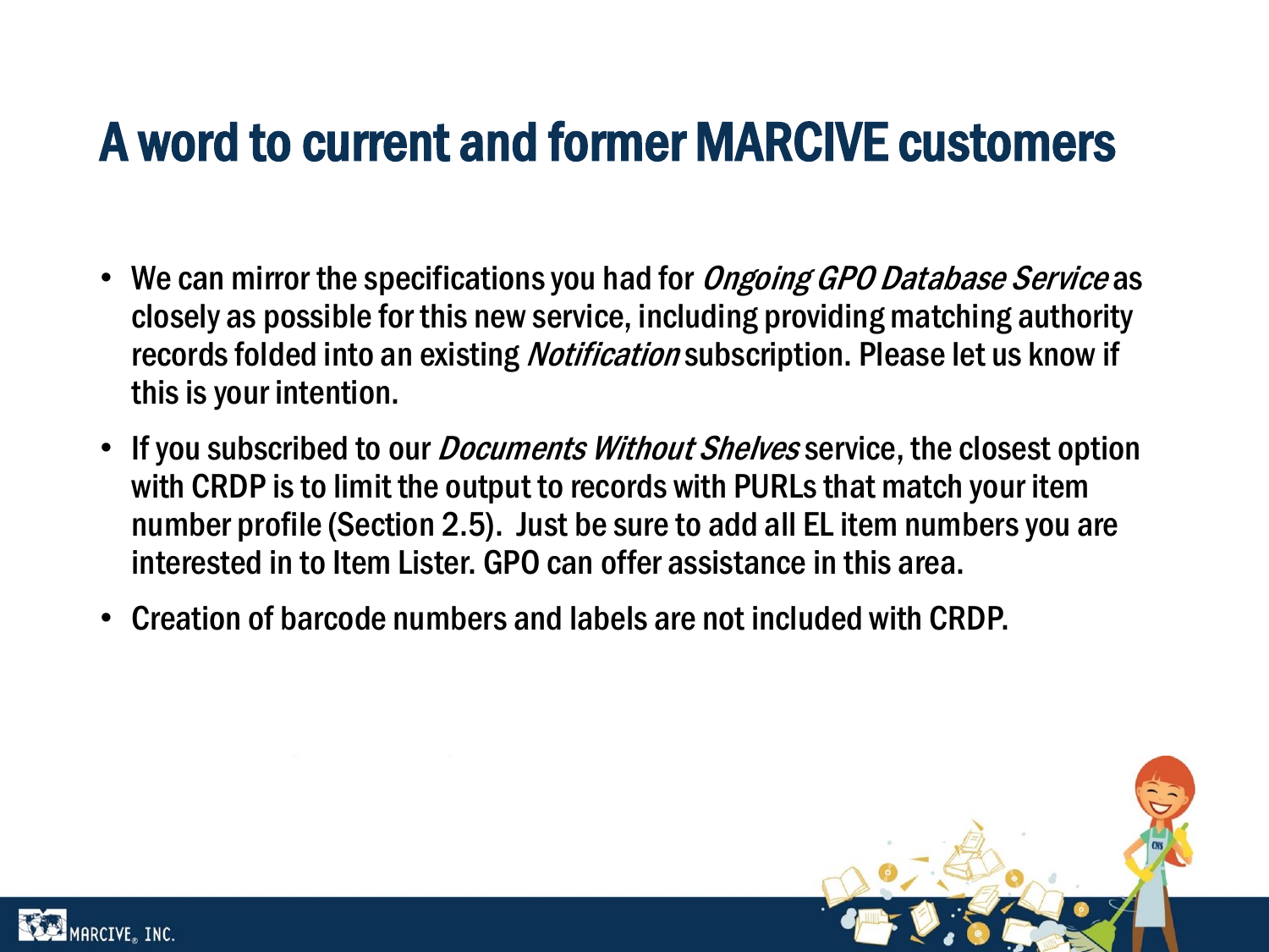# A word to current and former MARCIVE customers

- We can mirror the specifications you had for *Ongoing GPO Database Service* as closely as possible for this new service, including providing matching authority records folded into an existing *Notification* subscription. Please let us know if this is your intention.
- If you subscribed to our *Documents Without Shelves* service, the closest option with CRDP is to limit the output to records with PURLs that match your item number profile (Section 2.5). Just be sure to add all EL item numbers you are interested in to Item Lister. GPO can offer assistance in this area.
- Creation of barcode numbers and labels are not included with CRDP.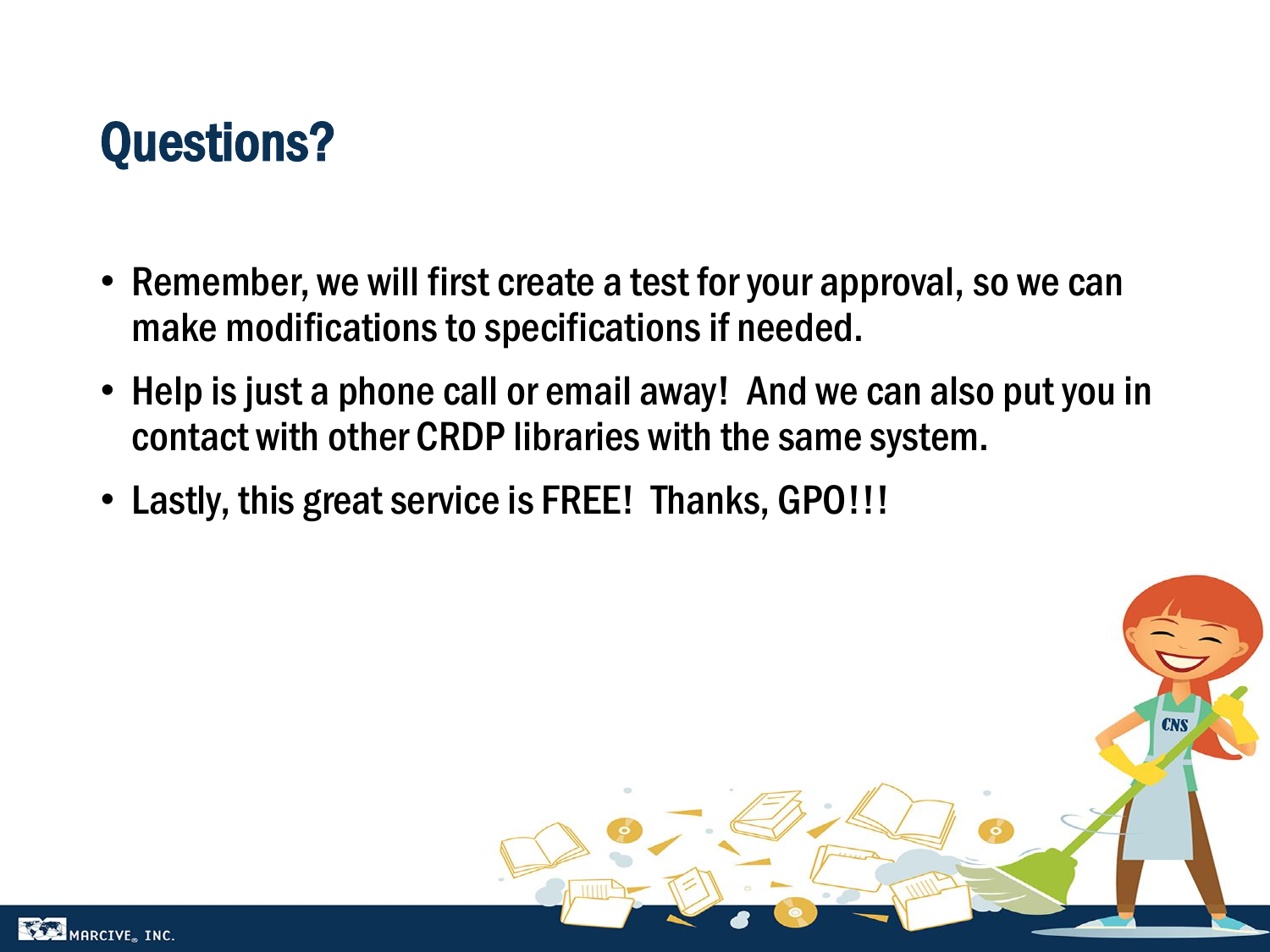# Questions?

- Remember, we will first create a test for your approval, so we can make modifications to specifications if needed.
- Help is just a phone call or email away! And we can also put you in contact with other CRDP libraries with the same system.
- Lastly, this great service is FREE! Thanks, GPO!!!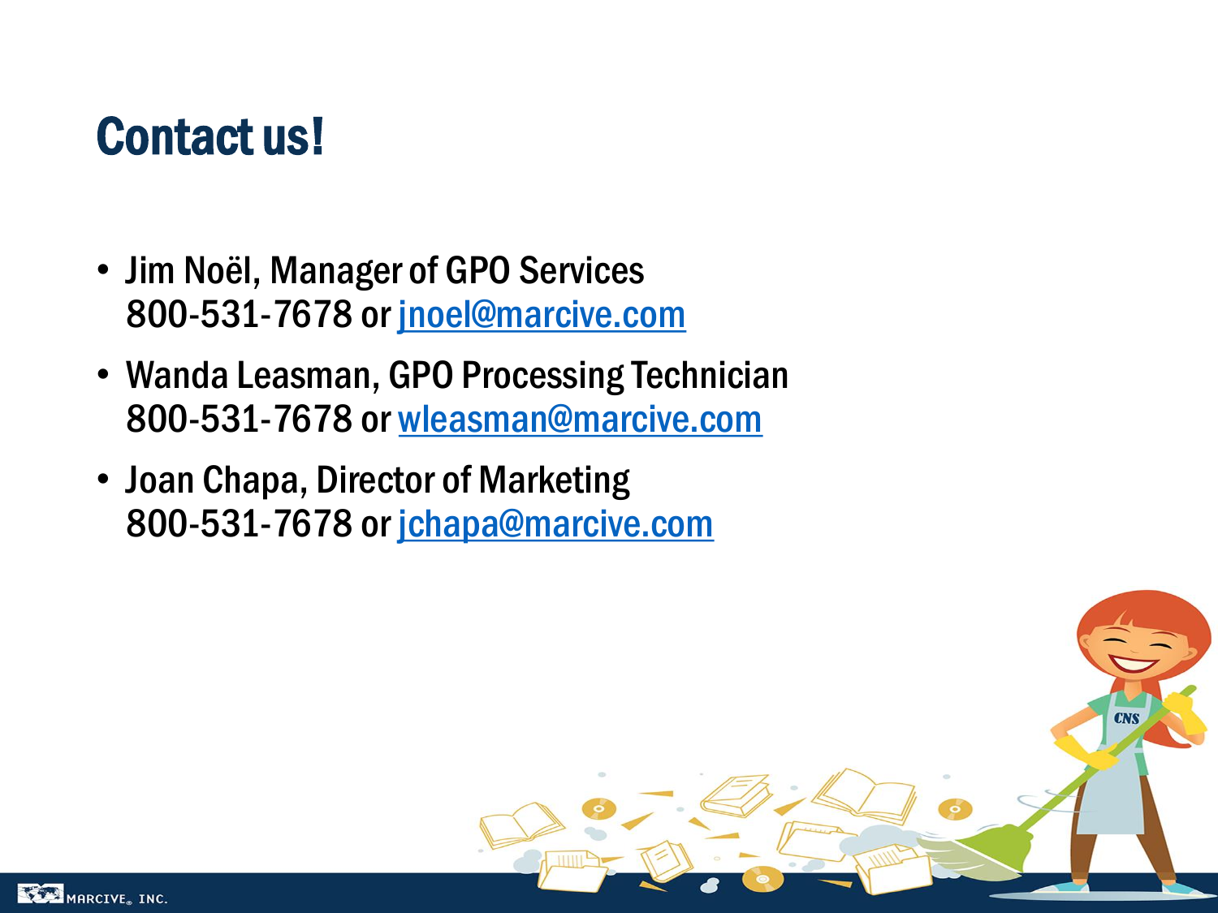# Contact us!

- Jim Noël, Manager of GPO Services
  800-531-7678 or jnoel@marcive.com
- Wanda Leasman, GPO Processing Technician
  800-531-7678 or wleasman@marcive.com
- Joan Chapa, Director of Marketing
  800-531-7678 or jchapa@marcive.com